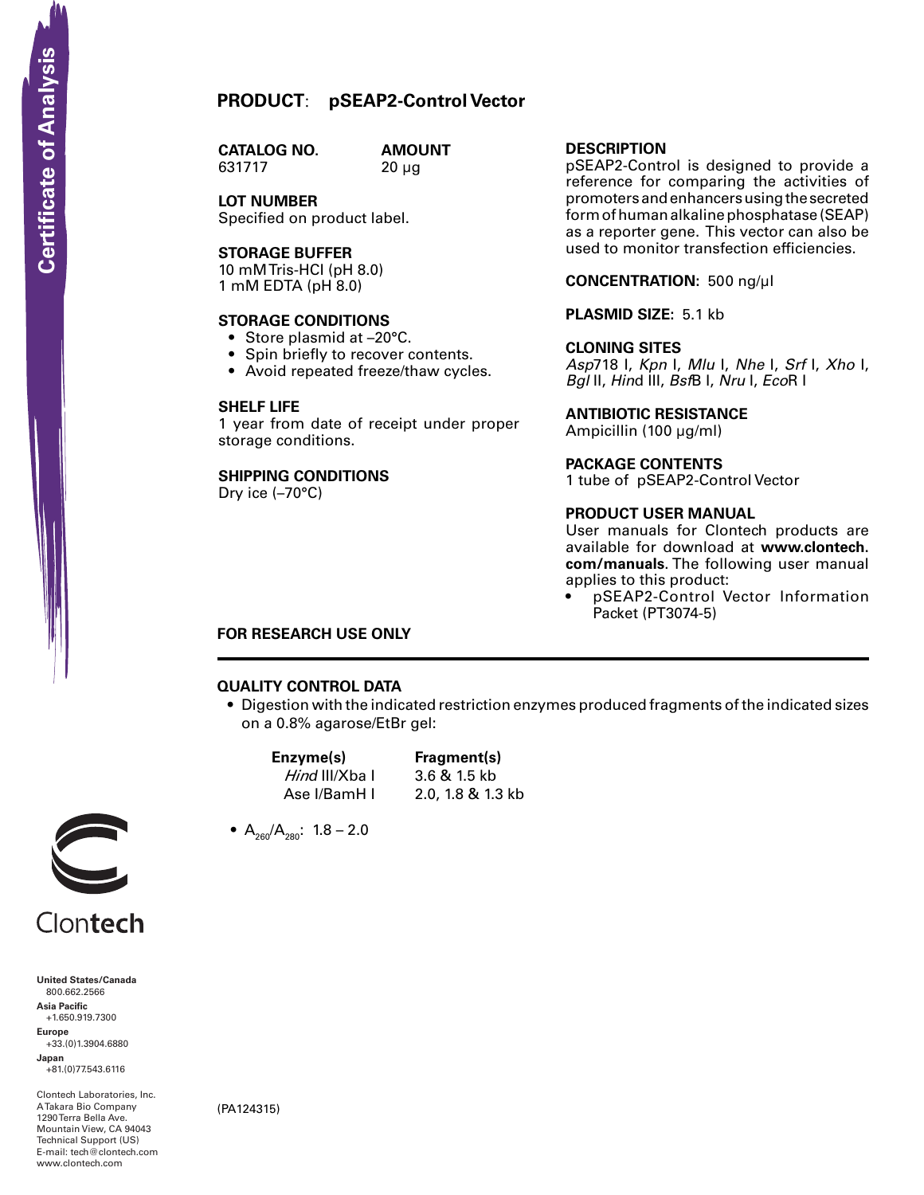Certificate of Analysis

# PRODUCT: pSEAP2-Control Vector

| CATALOG NO. | AMOUNT |
| --- | --- |
| 631717 | 20 µg |

**LOT NUMBER**
Specified on product label.

**STORAGE BUFFER**
10 mM Tris-HCl (pH 8.0)
1 mM EDTA (pH 8.0)

**STORAGE CONDITIONS**
- Store plasmid at –20°C.
- Spin briefly to recover contents.
- Avoid repeated freeze/thaw cycles.

**SHELF LIFE**
1 year from date of receipt under proper storage conditions.

**SHIPPING CONDITIONS**
Dry ice (–70°C)

**DESCRIPTION**
pSEAP2-Control is designed to provide a reference for comparing the activities of promoters and enhancers using the secreted form of human alkaline phosphatase (SEAP) as a reporter gene. This vector can also be used to monitor transfection efficiencies.

**CONCENTRATION:** 500 ng/µl

**PLASMID SIZE:** 5.1 kb

**CLONING SITES**
*Asp*718 I, *Kpn* I, *Mlu* I, *Nhe* I, *Srf* I, *Xho* I, *Bgl* II, *Hind* III, *Bsf*B I, *Nru* I, *Eco*R I

**ANTIBIOTIC RESISTANCE**
Ampicillin (100 µg/ml)

**PACKAGE CONTENTS**
1 tube of pSEAP2-Control Vector

**PRODUCT USER MANUAL**
User manuals for Clontech products are available for download at **www.clontech.com/manuals**. The following user manual applies to this product:
- pSEAP2-Control Vector Information Packet (PT3074-5)

**FOR RESEARCH USE ONLY**

---

## QUALITY CONTROL DATA

- Digestion with the indicated restriction enzymes produced fragments of the indicated sizes on a 0.8% agarose/EtBr gel:

| Enzyme(s) | Fragment(s) |
| --- | --- |
| *Hind* III/Xba I | 3.6 & 1.5 kb |
| Ase I/BamH I | 2.0, 1.8 & 1.3 kb |

- $A_{260}/A_{280}$: 1.8 – 2.0

Clontech

**United States/Canada**
800.662.2566
**Asia Pacific**
+1.650.919.7300
**Europe**
+33.(0)1.3904.6880
**Japan**
+81.(0)77.543.6116

Clontech Laboratories, Inc.
A Takara Bio Company
1290 Terra Bella Ave.
Mountain View, CA 94043
Technical Support (US)
E-mail: tech@clontech.com
www.clontech.com

(PA124315)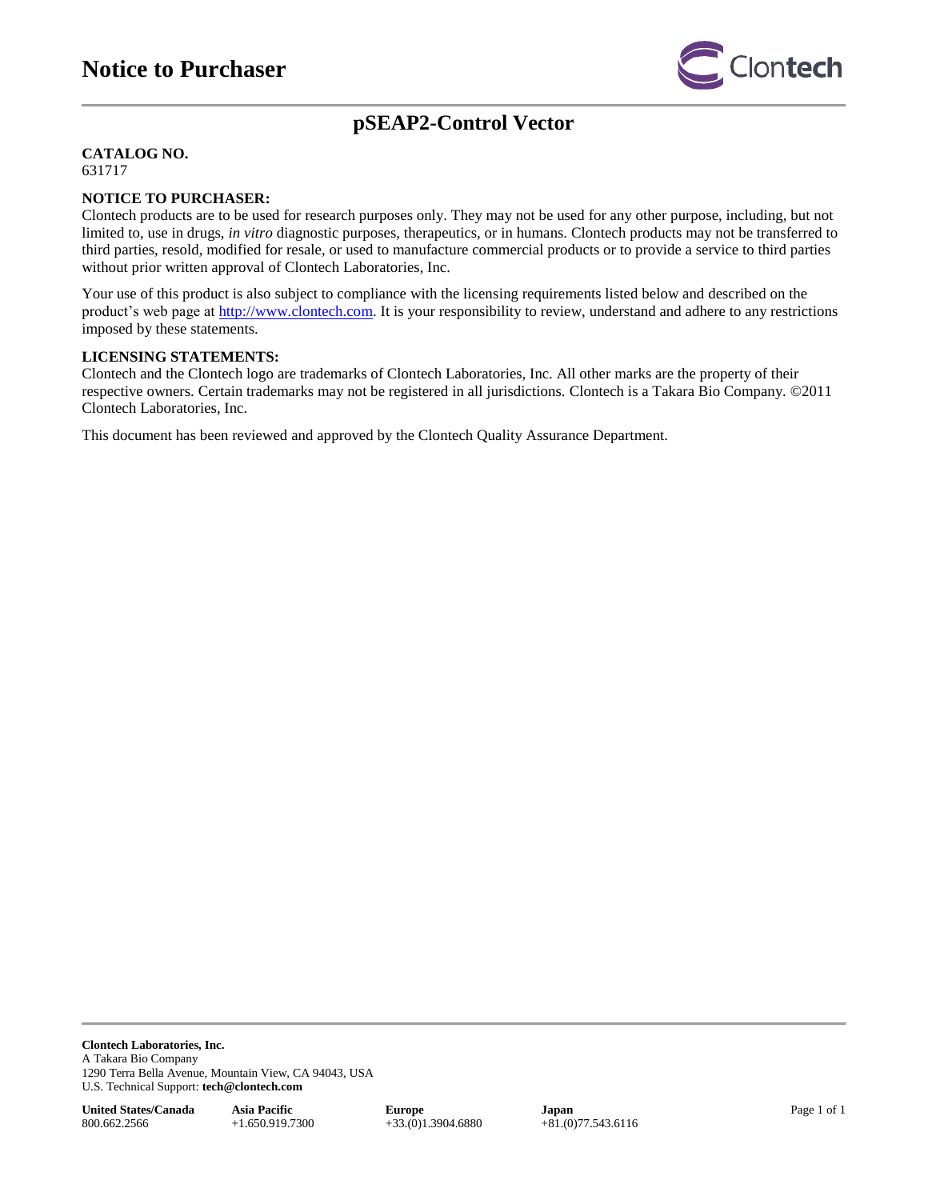# Notice to Purchaser

## pSEAP2-Control Vector

**CATALOG NO.**
631717

**NOTICE TO PURCHASER:**
Clontech products are to be used for research purposes only. They may not be used for any other purpose, including, but not limited to, use in drugs, *in vitro* diagnostic purposes, therapeutics, or in humans. Clontech products may not be transferred to third parties, resold, modified for resale, or used to manufacture commercial products or to provide a service to third parties without prior written approval of Clontech Laboratories, Inc.

Your use of this product is also subject to compliance with the licensing requirements listed below and described on the product's web page at http://www.clontech.com. It is your responsibility to review, understand and adhere to any restrictions imposed by these statements.

**LICENSING STATEMENTS:**
Clontech and the Clontech logo are trademarks of Clontech Laboratories, Inc. All other marks are the property of their respective owners. Certain trademarks may not be registered in all jurisdictions. Clontech is a Takara Bio Company. ©2011 Clontech Laboratories, Inc.

This document has been reviewed and approved by the Clontech Quality Assurance Department.

**Clontech Laboratories, Inc.**
A Takara Bio Company
1290 Terra Bella Avenue, Mountain View, CA 94043, USA
U.S. Technical Support: **tech@clontech.com**

| **United States/Canada** | **Asia Pacific** | **Europe** | **Japan** |
| --- | --- | --- | --- |
| 800.662.2566 | +1.650.919.7300 | +33.(0)1.3904.6880 | +81.(0)77.543.6116 |